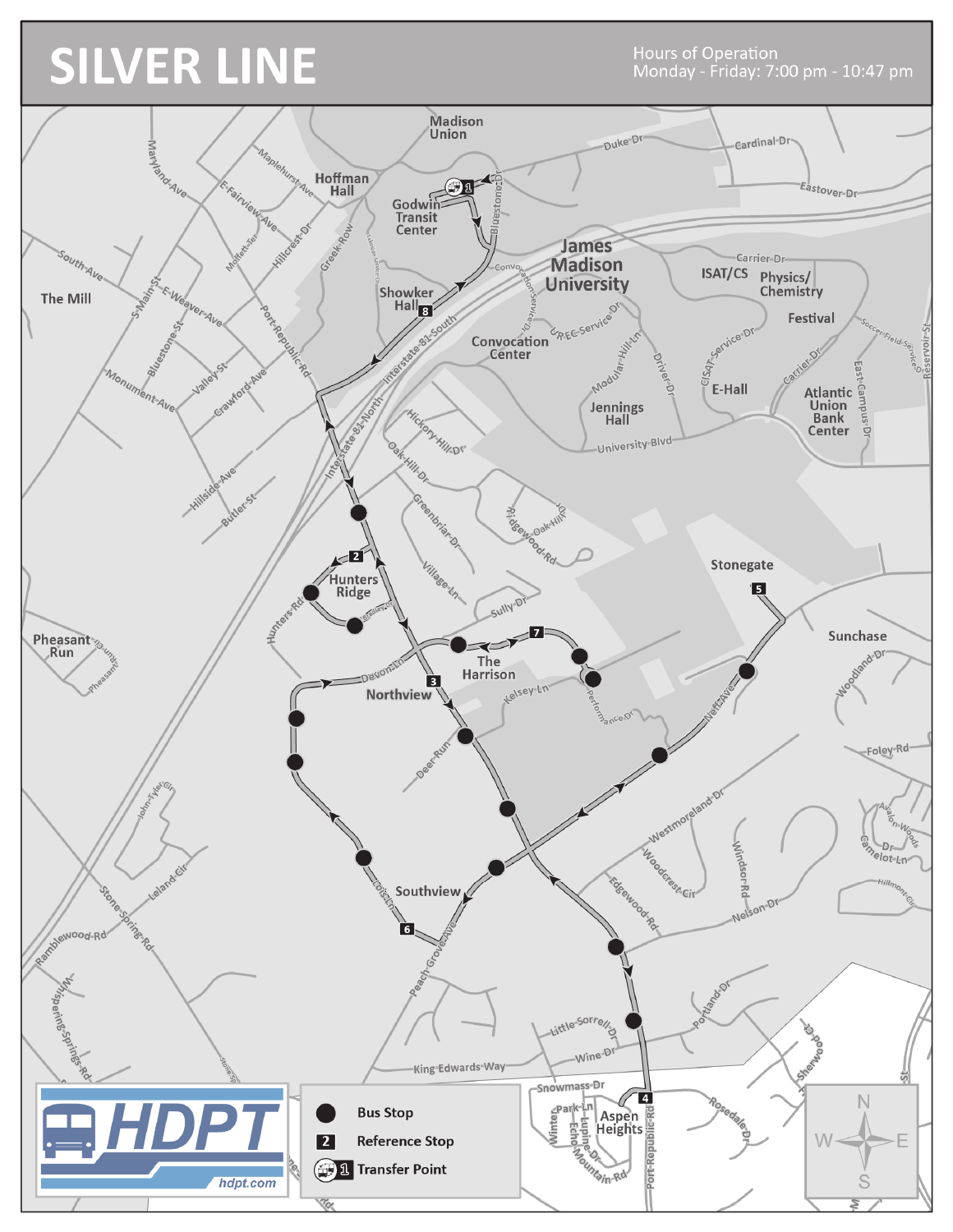# SILVER LINE

Hours of Operation
Monday - Friday: 7:00 pm - 10:47 pm

Madison Union

Hoffman Hall

Godwin Transit Center

James Madison University

Showker Hall

Convocation Center

ISAT/CS

Physics/ Chemistry

Festival

Jennings Hall

E-Hall

Atlantic Union Bank Center

The Mill

Hunters Ridge

The Harrison

Northview

Stonegate

Sunchase

Pheasant Run

Southview

Aspen Heights

Bus Stop

Reference Stop

Transfer Point

HDPT

hdpt.com

N W E S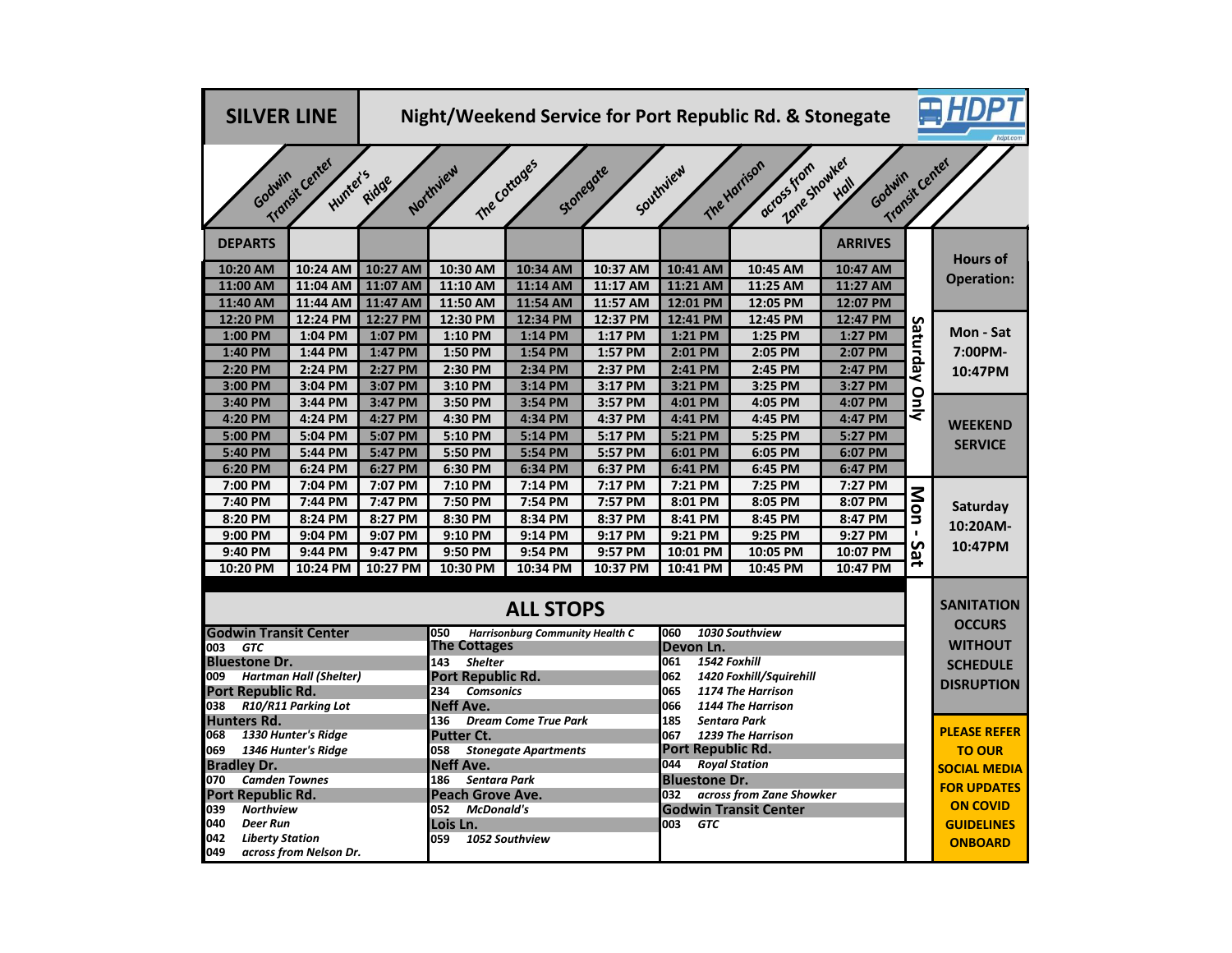## SILVER LINE

## Night/Weekend Service for Port Republic Rd. & Stonegate

HDPT

| Godwin Transit Center | Hunter's Ridge | Northview | The Cottages | Stonegate | Southview | The Harrison | across from Zane Showker Hall | Godwin Transit Center | |
|---|---|---|---|---|---|---|---|---|---|
| DEPARTS | | | | | | | | ARRIVES | |
| 10:20 AM | 10:24 AM | 10:27 AM | 10:30 AM | 10:34 AM | 10:37 AM | 10:41 AM | 10:45 AM | 10:47 AM | Saturday Only |
| 11:00 AM | 11:04 AM | 11:07 AM | 11:10 AM | 11:14 AM | 11:17 AM | 11:21 AM | 11:25 AM | 11:27 AM | Saturday Only |
| 11:40 AM | 11:44 AM | 11:47 AM | 11:50 AM | 11:54 AM | 11:57 AM | 12:01 PM | 12:05 PM | 12:07 PM | Saturday Only |
| 12:20 PM | 12:24 PM | 12:27 PM | 12:30 PM | 12:34 PM | 12:37 PM | 12:41 PM | 12:45 PM | 12:47 PM | Saturday Only |
| 1:00 PM | 1:04 PM | 1:07 PM | 1:10 PM | 1:14 PM | 1:17 PM | 1:21 PM | 1:25 PM | 1:27 PM | Saturday Only |
| 1:40 PM | 1:44 PM | 1:47 PM | 1:50 PM | 1:54 PM | 1:57 PM | 2:01 PM | 2:05 PM | 2:07 PM | Saturday Only |
| 2:20 PM | 2:24 PM | 2:27 PM | 2:30 PM | 2:34 PM | 2:37 PM | 2:41 PM | 2:45 PM | 2:47 PM | Saturday Only |
| 3:00 PM | 3:04 PM | 3:07 PM | 3:10 PM | 3:14 PM | 3:17 PM | 3:21 PM | 3:25 PM | 3:27 PM | Saturday Only |
| 3:40 PM | 3:44 PM | 3:47 PM | 3:50 PM | 3:54 PM | 3:57 PM | 4:01 PM | 4:05 PM | 4:07 PM | Saturday Only |
| 4:20 PM | 4:24 PM | 4:27 PM | 4:30 PM | 4:34 PM | 4:37 PM | 4:41 PM | 4:45 PM | 4:47 PM | Saturday Only |
| 5:00 PM | 5:04 PM | 5:07 PM | 5:10 PM | 5:14 PM | 5:17 PM | 5:21 PM | 5:25 PM | 5:27 PM | Saturday Only |
| 5:40 PM | 5:44 PM | 5:47 PM | 5:50 PM | 5:54 PM | 5:57 PM | 6:01 PM | 6:05 PM | 6:07 PM | Saturday Only |
| 6:20 PM | 6:24 PM | 6:27 PM | 6:30 PM | 6:34 PM | 6:37 PM | 6:41 PM | 6:45 PM | 6:47 PM | Saturday Only |
| 7:00 PM | 7:04 PM | 7:07 PM | 7:10 PM | 7:14 PM | 7:17 PM | 7:21 PM | 7:25 PM | 7:27 PM | Mon - Sat |
| 7:40 PM | 7:44 PM | 7:47 PM | 7:50 PM | 7:54 PM | 7:57 PM | 8:01 PM | 8:05 PM | 8:07 PM | Mon - Sat |
| 8:20 PM | 8:24 PM | 8:27 PM | 8:30 PM | 8:34 PM | 8:37 PM | 8:41 PM | 8:45 PM | 8:47 PM | Mon - Sat |
| 9:00 PM | 9:04 PM | 9:07 PM | 9:10 PM | 9:14 PM | 9:17 PM | 9:21 PM | 9:25 PM | 9:27 PM | Mon - Sat |
| 9:40 PM | 9:44 PM | 9:47 PM | 9:50 PM | 9:54 PM | 9:57 PM | 10:01 PM | 10:05 PM | 10:07 PM | Mon - Sat |
| 10:20 PM | 10:24 PM | 10:27 PM | 10:30 PM | 10:34 PM | 10:37 PM | 10:41 PM | 10:45 PM | 10:47 PM | Mon - Sat |

**Hours of Operation:**

**Mon - Sat**
7:00PM-10:47PM

**WEEKEND SERVICE**

**Saturday**
10:20AM-10:47PM

**SANITATION OCCURS WITHOUT SCHEDULE DISRUPTION**

**PLEASE REFER TO OUR SOCIAL MEDIA FOR UPDATES ON COVID GUIDELINES ONBOARD**

## ALL STOPS

**Godwin Transit Center**
003 *GTC*

**Bluestone Dr.**
009 *Hartman Hall (Shelter)*

**Port Republic Rd.**
038 *R10/R11 Parking Lot*

**Hunters Rd.**
068 *1330 Hunter's Ridge*
069 *1346 Hunter's Ridge*

**Bradley Dr.**
070 *Camden Townes*

**Port Republic Rd.**
039 *Northview*
040 *Deer Run*
042 *Liberty Station*
049 *across from Nelson Dr.*
050 *Harrisonburg Community Health C*

**The Cottages**
143 *Shelter*

**Port Republic Rd.**
234 *Comsonics*

**Neff Ave.**
136 *Dream Come True Park*

**Putter Ct.**
058 *Stonegate Apartments*

**Neff Ave.**
186 *Sentara Park*

**Peach Grove Ave.**
052 *McDonald's*

**Lois Ln.**
059 *1052 Southview*
060 *1030 Southview*

**Devon Ln.**
061 *1542 Foxhill*
062 *1420 Foxhill/Squirehill*
065 *1174 The Harrison*
066 *1144 The Harrison*
185 *Sentara Park*
067 *1239 The Harrison*

**Port Republic Rd.**
044 *Royal Station*

**Bluestone Dr.**
032 *across from Zane Showker*

**Godwin Transit Center**
003 *GTC*